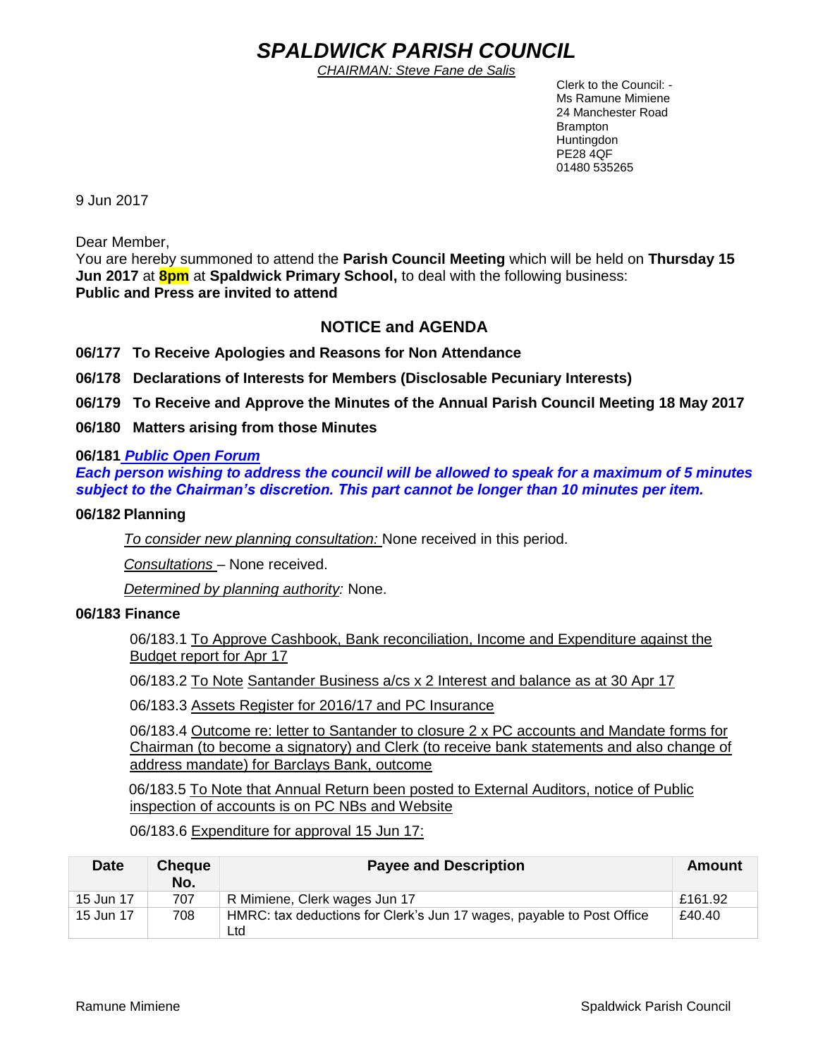# *SPALDWICK PARISH COUNCIL*

*CHAIRMAN: Steve Fane de Salis*

Clerk to the Council: -
Ms Ramune Mimiene
24 Manchester Road
Brampton
Huntingdon
PE28 4QF
01480 535265

9 Jun 2017

Dear Member,
You are hereby summoned to attend the **Parish Council Meeting** which will be held on **Thursday 15 Jun 2017** at **8pm** at **Spaldwick Primary School,** to deal with the following business:
**Public and Press are invited to attend**

## NOTICE and AGENDA

**06/177 To Receive Apologies and Reasons for Non Attendance**

**06/178 Declarations of Interests for Members (Disclosable Pecuniary Interests)**

**06/179 To Receive and Approve the Minutes of the Annual Parish Council Meeting 18 May 2017**

**06/180 Matters arising from those Minutes**

**06/181** ***Public Open Forum***
***Each person wishing to address the council will be allowed to speak for a maximum of 5 minutes subject to the Chairman's discretion. This part cannot be longer than 10 minutes per item.***

**06/182 Planning**

*To consider new planning consultation:* None received in this period.

*Consultations* – None received.

*Determined by planning authority:* None.

**06/183 Finance**

06/183.1 To Approve Cashbook, Bank reconciliation, Income and Expenditure against the Budget report for Apr 17

06/183.2 To Note Santander Business a/cs x 2 Interest and balance as at 30 Apr 17

06/183.3 Assets Register for 2016/17 and PC Insurance

06/183.4 Outcome re: letter to Santander to closure 2 x PC accounts and Mandate forms for Chairman (to become a signatory) and Clerk (to receive bank statements and also change of address mandate) for Barclays Bank, outcome

06/183.5 To Note that Annual Return been posted to External Auditors, notice of Public inspection of accounts is on PC NBs and Website

06/183.6 Expenditure for approval 15 Jun 17:

| Date | Cheque No. | Payee and Description | Amount |
|---|---|---|---|
| 15 Jun 17 | 707 | R Mimiene, Clerk wages Jun 17 | £161.92 |
| 15 Jun 17 | 708 | HMRC: tax deductions for Clerk's Jun 17 wages, payable to Post Office Ltd | £40.40 |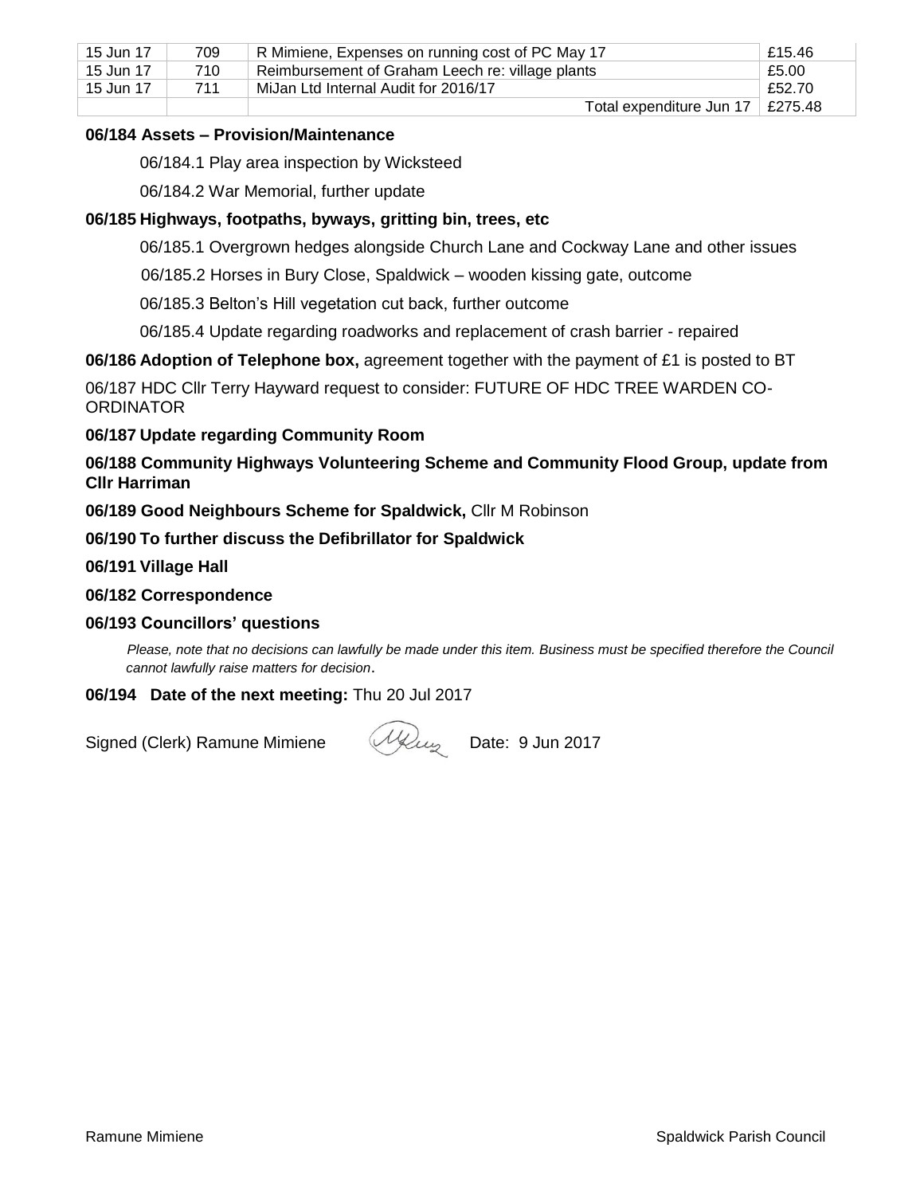| | | | |
|---|---|---|---|
| 15 Jun 17 | 709 | R Mimiene, Expenses on running cost of PC May 17 | £15.46 |
| 15 Jun 17 | 710 | Reimbursement of Graham Leech re: village plants | £5.00 |
| 15 Jun 17 | 711 | MiJan Ltd Internal Audit for 2016/17 | £52.70 |
| | | Total expenditure Jun 17 | £275.48 |

**06/184 Assets – Provision/Maintenance**

06/184.1 Play area inspection by Wicksteed

06/184.2 War Memorial, further update

**06/185 Highways, footpaths, byways, gritting bin, trees, etc**

06/185.1 Overgrown hedges alongside Church Lane and Cockway Lane and other issues

06/185.2 Horses in Bury Close, Spaldwick – wooden kissing gate, outcome

06/185.3 Belton's Hill vegetation cut back, further outcome

06/185.4 Update regarding roadworks and replacement of crash barrier - repaired

**06/186 Adoption of Telephone box,** agreement together with the payment of £1 is posted to BT

06/187 HDC Cllr Terry Hayward request to consider: FUTURE OF HDC TREE WARDEN CO-ORDINATOR

**06/187 Update regarding Community Room**

**06/188 Community Highways Volunteering Scheme and Community Flood Group, update from Cllr Harriman**

**06/189 Good Neighbours Scheme for Spaldwick,** Cllr M Robinson

**06/190 To further discuss the Defibrillator for Spaldwick**

**06/191 Village Hall**

**06/182 Correspondence**

**06/193 Councillors' questions**

*Please, note that no decisions can lawfully be made under this item. Business must be specified therefore the Council cannot lawfully raise matters for decision*.

**06/194 Date of the next meeting:** Thu 20 Jul 2017

Signed (Clerk) Ramune Mimiene Date: 9 Jun 2017